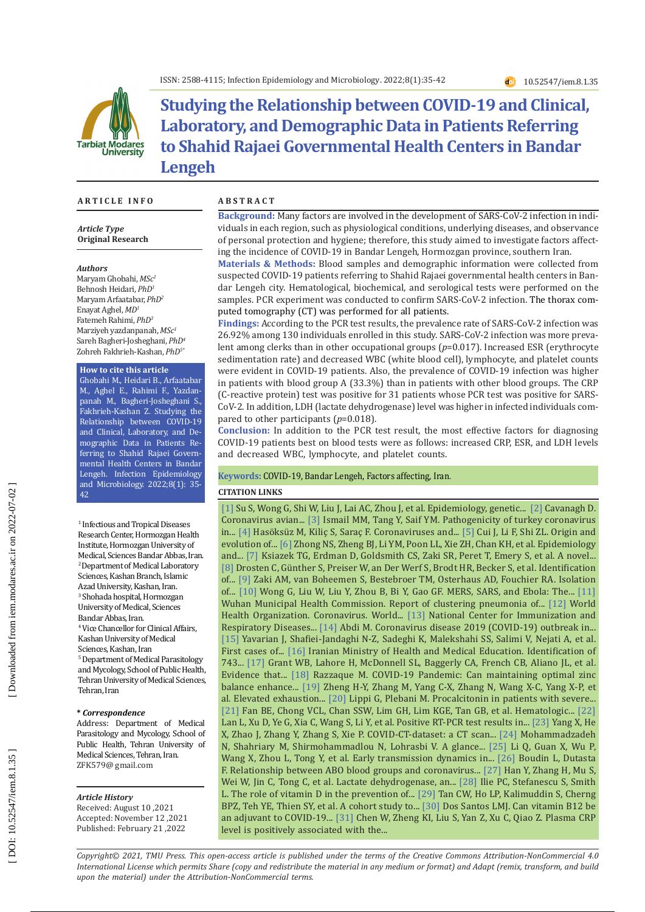ISSN: 2588-4115; Infection Epidemiology and Microbiology. 2022;8(1):35-42

10.52547/iem.8.1.35

# Studying the Relationship between COVID-19 and Clinical, Laboratory, and Demographic Data in Patients Referring to Shahid Rajaei Governmental Health Centers in Bandar Lengeh

## ARTICLE INFO

***Article Type***
**Original Research**

***Authors***
Maryam Ghobahi, *MSc*[1]
Behnosh Heidari, *PhD*[1]
Maryam Arfaatabar, *PhD*[2]
Enayat Aghel, *MD*[1]
Fatemeh Rahimi, *PhD*[3]
Marziyeh yazdanpanah, *MSc*[1]
Sareh Bagheri-Josheghani, *PhD*[4]
Zohreh Fakhrieh-Kashan, *PhD*[5*]

**How to cite this article**
Ghobahi M., Heidari B., Arfaatabar M., Aghel E., Rahimi F., Yazdanpanah M., Bagheri-Josheghani S., Fakhrieh-Kashan Z. Studying the Relationship between COVID-19 and Clinical, Laboratory, and Demographic Data in Patients Referring to Shahid Rajaei Governmental Health Centers in Bandar Lengeh. Infection Epidemiology and Microbiology. 2022;8(1): 35-42

[1] Infectious and Tropical Diseases Research Center, Hormozgan Health Institute, Hormozgan University of Medical, Sciences Bandar Abbas, Iran.
[2] Department of Medical Laboratory Sciences, Kashan Branch, Islamic Azad University, Kashan, Iran.
[3] Shohada hospital, Hormozgan University of Medical, Sciences Bandar Abbas, Iran.
[4] Vice Chancellor for Clinical Affairs, Kashan University of Medical Sciences, Kashan, Iran
[5] Department of Medical Parasitology and Mycology, School of Public Health, Tehran University of Medical Sciences, Tehran, Iran

**\* *Correspondence***
Address: Department of Medical Parasitology and Mycology, School of Public Health, Tehran University of Medical Sciences, Tehran, Iran.
ZFK579@ gmail.com

***Article History***
Received: August 10 ,2021
Accepted: November 12 ,2021
Published: February 21 ,2022

## ABSTRACT

**Background:** Many factors are involved in the development of SARS-CoV-2 infection in individuals in each region, such as physiological conditions, underlying diseases, and observance of personal protection and hygiene; therefore, this study aimed to investigate factors affecting the incidence of COVID-19 in Bandar Lengeh, Hormozgan province, southern Iran.

**Materials & Methods:** Blood samples and demographic information were collected from suspected COVID-19 patients referring to Shahid Rajaei governmental health centers in Bandar Lengeh city. Hematological, biochemical, and serological tests were performed on the samples. PCR experiment was conducted to confirm SARS-CoV-2 infection. The thorax computed tomography (CT) was performed for all patients.

**Findings:** According to the PCR test results, the prevalence rate of SARS-CoV-2 infection was 26.92% among 130 individuals enrolled in this study. SARS-CoV-2 infection was more prevalent among clerks than in other occupational groups ($p$=0.017). Increased ESR (erythrocyte sedimentation rate) and decreased WBC (white blood cell), lymphocyte, and platelet counts were evident in COVID-19 patients. Also, the prevalence of COVID-19 infection was higher in patients with blood group A (33.3%) than in patients with other blood groups. The CRP (C-reactive protein) test was positive for 31 patients whose PCR test was positive for SARS-CoV-2. In addition, LDH (lactate dehydrogenase) level was higher in infected individuals compared to other participants ($p$=0.018).

**Conclusion:** In addition to the PCR test result, the most effective factors for diagnosing COVID-19 patients best on blood tests were as follows: increased CRP, ESR, and LDH levels and decreased WBC, lymphocyte, and platelet counts.

**Keywords:** COVID-19, Bandar Lengeh, Factors affecting, Iran.

### CITATION LINKS

[1] Su S, Wong G, Shi W, Liu J, Lai AC, Zhou J, et al. Epidemiology, genetic... [2] Cavanagh D. Coronavirus avian... [3] Ismail MM, Tang Y, Saif YM. Pathogenicity of turkey coronavirus in... [4] Hasöksüz M, Kiliç S, Saraç F. Coronaviruses and... [5] Cui J, Li F, Shi ZL. Origin and evolution of... [6] Zhong NS, Zheng BJ, Li YM, Poon LL, Xie ZH, Chan KH, et al. Epidemiology and... [7] Ksiazek TG, Erdman D, Goldsmith CS, Zaki SR, Peret T, Emery S, et al. A novel... [8] Drosten C, Günther S, Preiser W, van Der Werf S, Brodt HR, Becker S, et al. Identification of... [9] Zaki AM, van Boheemen S, Bestebroer TM, Osterhaus AD, Fouchier RA. Isolation of... [10] Wong G, Liu W, Liu Y, Zhou B, Bi Y, Gao GF. MERS, SARS, and Ebola: The... [11] Wuhan Municipal Health Commission. Report of clustering pneumonia of... [12] World Health Organization. Coronavirus. World... [13] National Center for Immunization and Respiratory Diseases... [14] Abdi M. Coronavirus disease 2019 (COVID-19) outbreak in... [15] Yavarian J, Shafiei-Jandaghi N-Z, Sadeghi K, Malekshahi SS, Salimi V, Nejati A, et al. First cases of... [16] Iranian Ministry of Health and Medical Education. Identification of 743... [17] Grant WB, Lahore H, McDonnell SL, Baggerly CA, French CB, Aliano JL, et al. Evidence that... [18] Razzaque M. COVID-19 Pandemic: Can maintaining optimal zinc balance enhance... [19] Zheng H-Y, Zhang M, Yang C-X, Zhang N, Wang X-C, Yang X-P, et al. Elevated exhaustion... [20] Lippi G, Plebani M. Procalcitonin in patients with severe... [21] Fan BE, Chong VCL, Chan SSW, Lim GH, Lim KGE, Tan GB, et al. Hematologic... [22] Lan L, Xu D, Ye G, Xia C, Wang S, Li Y, et al. Positive RT-PCR test results in... [23] Yang X, He X, Zhao J, Zhang Y, Zhang S, Xie P. COVID-CT-dataset: a CT scan... [24] Mohammadzadeh N, Shahriary M, Shirmohammadlou N, Lohrasbi V. A glance... [25] Li Q, Guan X, Wu P, Wang X, Zhou L, Tong Y, et al. Early transmission dynamics in... [26] Boudin L, Dutasta F. Relationship between ABO blood groups and coronavirus... [27] Han Y, Zhang H, Mu S, Wei W, Jin C, Tong C, et al. Lactate dehydrogenase, an... [28] Ilie PC, Stefanescu S, Smith L. The role of vitamin D in the prevention of... [29] Tan CW, Ho LP, Kalimuddin S, Cherng BPZ, Teh YE, Thien SY, et al. A cohort study to... [30] Dos Santos LMJ. Can vitamin B12 be an adjuvant to COVID-19... [31] Chen W, Zheng KI, Liu S, Yan Z, Xu C, Qiao Z. Plasma CRP level is positively associated with the...

*Copyright© 2021, TMU Press. This open-access article is published under the terms of the Creative Commons Attribution-NonCommercial 4.0 International License which permits Share (copy and redistribute the material in any medium or format) and Adapt (remix, transform, and build upon the material) under the Attribution-NonCommercial terms.*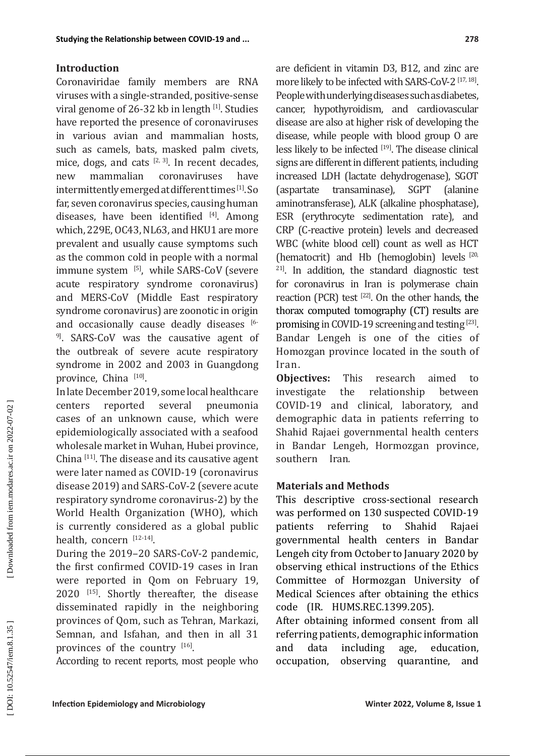## Introduction

Coronaviridae family members are RNA viruses with a single-stranded, positive-sense viral genome of 26-32 kb in length [1]. Studies have reported the presence of coronaviruses in various avian and mammalian hosts, such as camels, bats, masked palm civets, mice, dogs, and cats [2, 3]. In recent decades, new mammalian coronaviruses have intermittently emerged at different times [1]. So far, seven coronavirus species, causing human diseases, have been identified [4]. Among which, 229E, OC43, NL63, and HKU1 are more prevalent and usually cause symptoms such as the common cold in people with a normal immune system [5], while SARS-CoV (severe acute respiratory syndrome coronavirus) and MERS-CoV (Middle East respiratory syndrome coronavirus) are zoonotic in origin and occasionally cause deadly diseases [6-9]. SARS-CoV was the causative agent of the outbreak of severe acute respiratory syndrome in 2002 and 2003 in Guangdong province, China [10].

In late December 2019, some local healthcare centers reported several pneumonia cases of an unknown cause, which were epidemiologically associated with a seafood wholesale market in Wuhan, Hubei province, China [11]. The disease and its causative agent were later named as COVID-19 (coronavirus disease 2019) and SARS-CoV-2 (severe acute respiratory syndrome coronavirus-2) by the World Health Organization (WHO), which is currently considered as a global public health, concern [12-14].

During the 2019–20 SARS-CoV-2 pandemic, the first confirmed COVID-19 cases in Iran were reported in Qom on February 19, 2020 [15]. Shortly thereafter, the disease disseminated rapidly in the neighboring provinces of Qom, such as Tehran, Markazi, Semnan, and Isfahan, and then in all 31 provinces of the country [16].

According to recent reports, most people who are deficient in vitamin D3, B12, and zinc are more likely to be infected with SARS-CoV-2 [17, 18]. People with underlying diseases such as diabetes, cancer, hypothyroidism, and cardiovascular disease are also at higher risk of developing the disease, while people with blood group O are less likely to be infected [19]. The disease clinical signs are different in different patients, including increased LDH (lactate dehydrogenase), SGOT (aspartate transaminase), SGPT (alanine aminotransferase), ALK (alkaline phosphatase), ESR (erythrocyte sedimentation rate), and CRP (C-reactive protein) levels and decreased WBC (white blood cell) count as well as HCT (hematocrit) and Hb (hemoglobin) levels [20, 21]. In addition, the standard diagnostic test for coronavirus in Iran is polymerase chain reaction (PCR) test [22]. On the other hands, the thorax computed tomography (CT) results are promising in COVID-19 screening and testing [23]. Bandar Lengeh is one of the cities of Homozgan province located in the south of Iran.

**Objectives:** This research aimed to investigate the relationship between COVID-19 and clinical, laboratory, and demographic data in patients referring to Shahid Rajaei governmental health centers in Bandar Lengeh, Hormozgan province, southern Iran.

## Materials and Methods

This descriptive cross-sectional research was performed on 130 suspected COVID-19 patients referring to Shahid Rajaei governmental health centers in Bandar Lengeh city from October to January 2020 by observing ethical instructions of the Ethics Committee of Hormozgan University of Medical Sciences after obtaining the ethics code (IR. HUMS.REC.1399.205).

After obtaining informed consent from all referring patients, demographic information and data including age, education, occupation, observing quarantine, and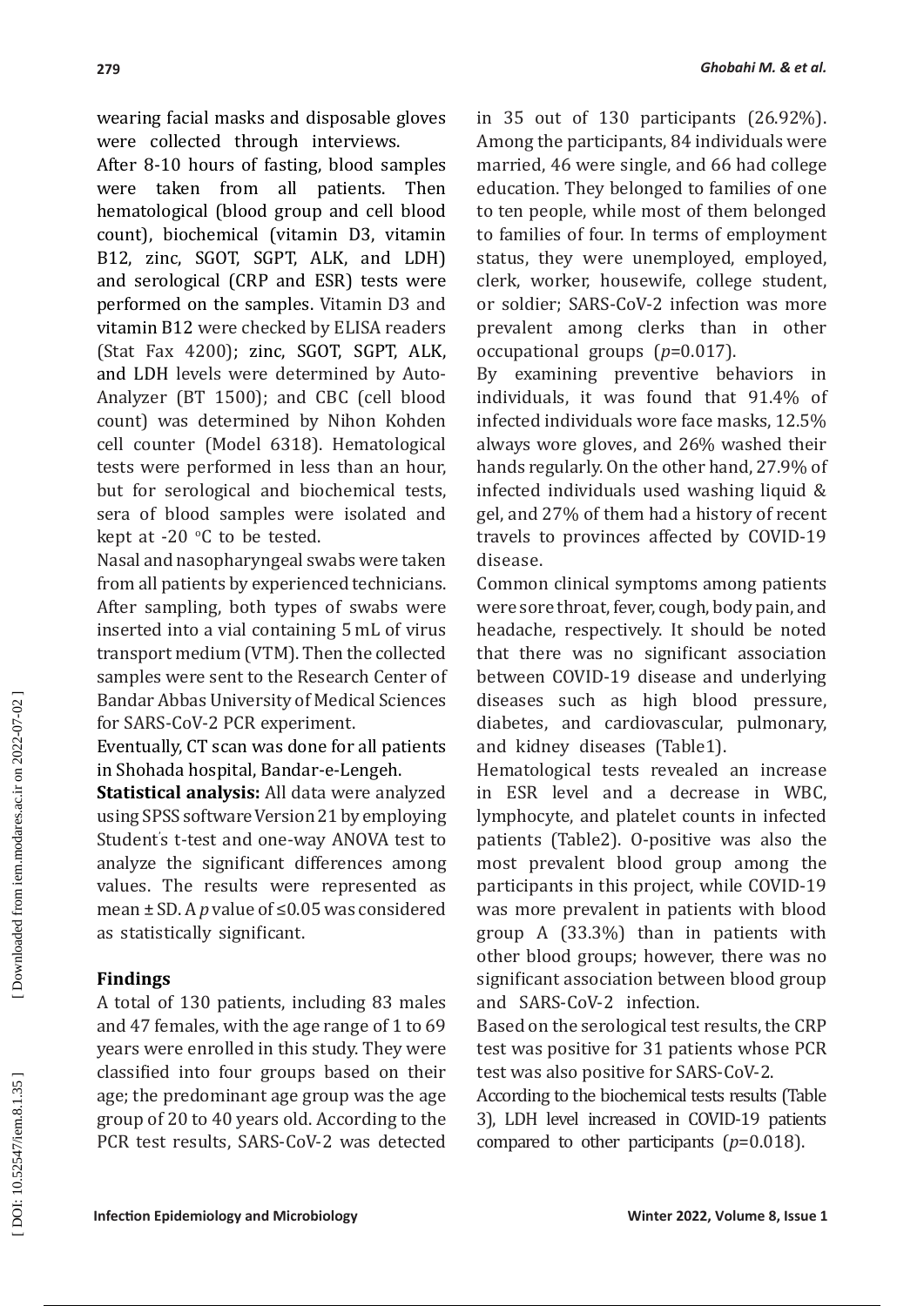wearing facial masks and disposable gloves were collected through interviews.

After 8-10 hours of fasting, blood samples were taken from all patients. Then hematological (blood group and cell blood count), biochemical (vitamin D3, vitamin B12, zinc, SGOT, SGPT, ALK, and LDH) and serological (CRP and ESR) tests were performed on the samples. Vitamin D3 and vitamin B12 were checked by ELISA readers (Stat Fax 4200); zinc, SGOT, SGPT, ALK, and LDH levels were determined by Auto-Analyzer (BT 1500); and CBC (cell blood count) was determined by Nihon Kohden cell counter (Model 6318). Hematological tests were performed in less than an hour, but for serological and biochemical tests, sera of blood samples were isolated and kept at -20 °C to be tested.

Nasal and nasopharyngeal swabs were taken from all patients by experienced technicians. After sampling, both types of swabs were inserted into a vial containing 5 mL of virus transport medium (VTM). Then the collected samples were sent to the Research Center of Bandar Abbas University of Medical Sciences for SARS-CoV-2 PCR experiment.

Eventually, CT scan was done for all patients in Shohada hospital, Bandar-e-Lengeh.

**Statistical analysis:** All data were analyzed using SPSS software Version 21 by employing Student's t-test and one-way ANOVA test to analyze the significant differences among values. The results were represented as mean ± SD. A *p* value of ≤0.05 was considered as statistically significant.

## Findings

A total of 130 patients, including 83 males and 47 females, with the age range of 1 to 69 years were enrolled in this study. They were classified into four groups based on their age; the predominant age group was the age group of 20 to 40 years old. According to the PCR test results, SARS-CoV-2 was detected in 35 out of 130 participants (26.92%). Among the participants, 84 individuals were married, 46 were single, and 66 had college education. They belonged to families of one to ten people, while most of them belonged to families of four. In terms of employment status, they were unemployed, employed, clerk, worker, housewife, college student, or soldier; SARS-CoV-2 infection was more prevalent among clerks than in other occupational groups (*p*=0.017).

By examining preventive behaviors in individuals, it was found that 91.4% of infected individuals wore face masks, 12.5% always wore gloves, and 26% washed their hands regularly. On the other hand, 27.9% of infected individuals used washing liquid & gel, and 27% of them had a history of recent travels to provinces affected by COVID-19 disease.

Common clinical symptoms among patients were sore throat, fever, cough, body pain, and headache, respectively. It should be noted that there was no significant association between COVID-19 disease and underlying diseases such as high blood pressure, diabetes, and cardiovascular, pulmonary, and kidney diseases (Table1).

Hematological tests revealed an increase in ESR level and a decrease in WBC, lymphocyte, and platelet counts in infected patients (Table2). O-positive was also the most prevalent blood group among the participants in this project, while COVID-19 was more prevalent in patients with blood group A (33.3%) than in patients with other blood groups; however, there was no significant association between blood group and SARS-CoV-2 infection.

Based on the serological test results, the CRP test was positive for 31 patients whose PCR test was also positive for SARS-CoV-2.

According to the biochemical tests results (Table 3), LDH level increased in COVID-19 patients compared to other participants (*p*=0.018).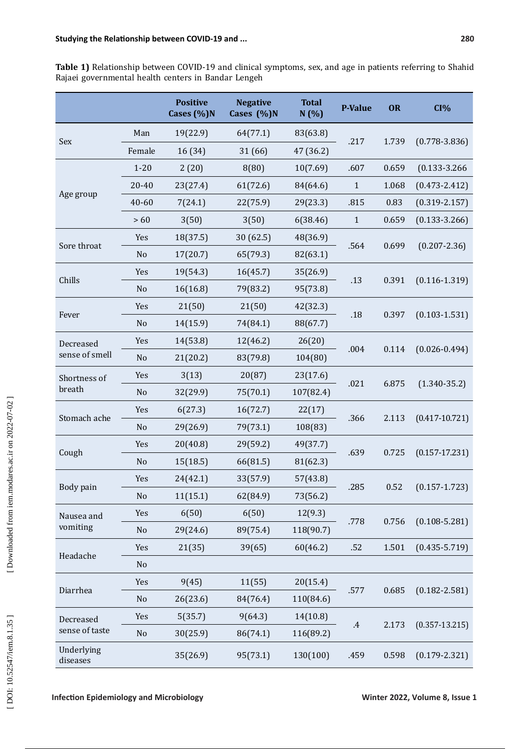**Table 1)** Relationship between COVID-19 and clinical symptoms, sex, and age in patients referring to Shahid Rajaei governmental health centers in Bandar Lengeh

| | | Positive Cases (%)N | Negative Cases (%)N | Total N (%) | P-Value | OR | CI% |
|---|---|---|---|---|---|---|---|
| Sex | Man | 19(22.9) | 64(77.1) | 83(63.8) | .217 | 1.739 | (0.778-3.836) |
| | Female | 16 (34) | 31 (66) | 47 (36.2) | | | |
| Age group | 1-20 | 2 (20) | 8(80) | 10(7.69) | .607 | 0.659 | (0.133-3.266 |
| | 20-40 | 23(27.4) | 61(72.6) | 84(64.6) | 1 | 1.068 | (0.473-2.412) |
| | 40-60 | 7(24.1) | 22(75.9) | 29(23.3) | .815 | 0.83 | (0.319-2.157) |
| | > 60 | 3(50) | 3(50) | 6(38.46) | 1 | 0.659 | (0.133-3.266) |
| Sore throat | Yes | 18(37.5) | 30 (62.5) | 48(36.9) | .564 | 0.699 | (0.207-2.36) |
| | No | 17(20.7) | 65(79.3) | 82(63.1) | | | |
| Chills | Yes | 19(54.3) | 16(45.7) | 35(26.9) | .13 | 0.391 | (0.116-1.319) |
| | No | 16(16.8) | 79(83.2) | 95(73.8) | | | |
| Fever | Yes | 21(50) | 21(50) | 42(32.3) | .18 | 0.397 | (0.103-1.531) |
| | No | 14(15.9) | 74(84.1) | 88(67.7) | | | |
| Decreased sense of smell | Yes | 14(53.8) | 12(46.2) | 26(20) | .004 | 0.114 | (0.026-0.494) |
| | No | 21(20.2) | 83(79.8) | 104(80) | | | |
| Shortness of breath | Yes | 3(13) | 20(87) | 23(17.6) | .021 | 6.875 | (1.340-35.2) |
| | No | 32(29.9) | 75(70.1) | 107(82.4) | | | |
| Stomach ache | Yes | 6(27.3) | 16(72.7) | 22(17) | .366 | 2.113 | (0.417-10.721) |
| | No | 29(26.9) | 79(73.1) | 108(83) | | | |
| Cough | Yes | 20(40.8) | 29(59.2) | 49(37.7) | .639 | 0.725 | (0.157-17.231) |
| | No | 15(18.5) | 66(81.5) | 81(62.3) | | | |
| Body pain | Yes | 24(42.1) | 33(57.9) | 57(43.8) | .285 | 0.52 | (0.157-1.723) |
| | No | 11(15.1) | 62(84.9) | 73(56.2) | | | |
| Nausea and vomiting | Yes | 6(50) | 6(50) | 12(9.3) | .778 | 0.756 | (0.108-5.281) |
| | No | 29(24.6) | 89(75.4) | 118(90.7) | | | |
| Headache | Yes | 21(35) | 39(65) | 60(46.2) | .52 | 1.501 | (0.435-5.719) |
| | No | | | | | | |
| Diarrhea | Yes | 9(45) | 11(55) | 20(15.4) | .577 | 0.685 | (0.182-2.581) |
| | No | 26(23.6) | 84(76.4) | 110(84.6) | | | |
| Decreased sense of taste | Yes | 5(35.7) | 9(64.3) | 14(10.8) | .4 | 2.173 | (0.357-13.215) |
| | No | 30(25.9) | 86(74.1) | 116(89.2) | | | |
| Underlying diseases | | 35(26.9) | 95(73.1) | 130(100) | .459 | 0.598 | (0.179-2.321) |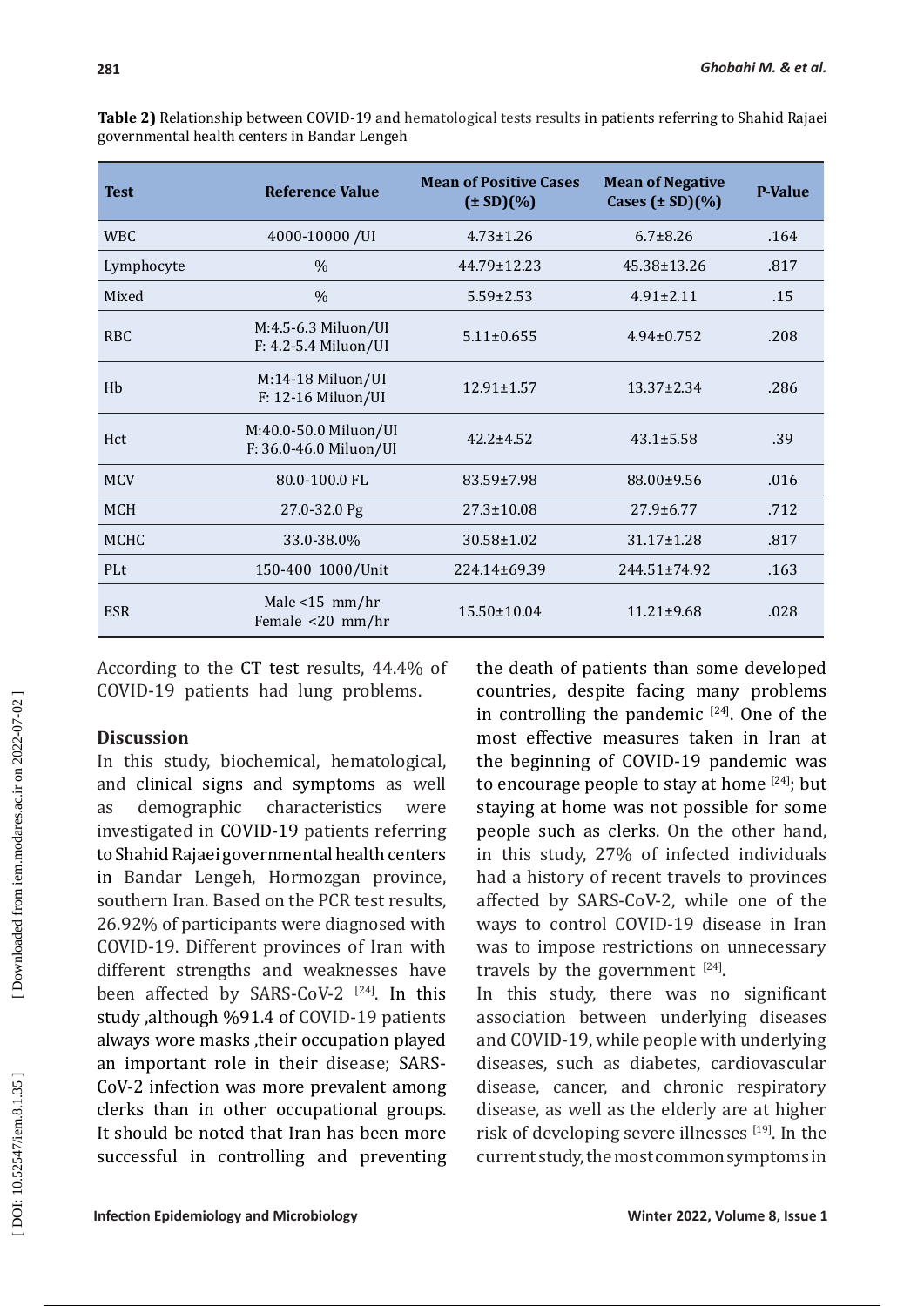**Table 2)** Relationship between COVID-19 and hematological tests results in patients referring to Shahid Rajaei governmental health centers in Bandar Lengeh

| Test | Reference Value | Mean of Positive Cases (± SD)(%) | Mean of Negative Cases (± SD)(%) | P-Value |
|---|---|---|---|---|
| WBC | 4000-10000 /UI | 4.73±1.26 | 6.7±8.26 | .164 |
| Lymphocyte | % | 44.79±12.23 | 45.38±13.26 | .817 |
| Mixed | % | 5.59±2.53 | 4.91±2.11 | .15 |
| RBC | M:4.5-6.3 Miluon/UI F: 4.2-5.4 Miluon/UI | 5.11±0.655 | 4.94±0.752 | .208 |
| Hb | M:14-18 Miluon/UI F: 12-16 Miluon/UI | 12.91±1.57 | 13.37±2.34 | .286 |
| Hct | M:40.0-50.0 Miluon/UI F: 36.0-46.0 Miluon/UI | 42.2±4.52 | 43.1±5.58 | .39 |
| MCV | 80.0-100.0 FL | 83.59±7.98 | 88.00±9.56 | .016 |
| MCH | 27.0-32.0 Pg | 27.3±10.08 | 27.9±6.77 | .712 |
| MCHC | 33.0-38.0% | 30.58±1.02 | 31.17±1.28 | .817 |
| PLt | 150-400 1000/Unit | 224.14±69.39 | 244.51±74.92 | .163 |
| ESR | Male <15 mm/hr Female <20 mm/hr | 15.50±10.04 | 11.21±9.68 | .028 |

According to the CT test results, 44.4% of COVID-19 patients had lung problems.

## Discussion

In this study, biochemical, hematological, and clinical signs and symptoms as well as demographic characteristics were investigated in COVID-19 patients referring to Shahid Rajaei governmental health centers in Bandar Lengeh, Hormozgan province, southern Iran. Based on the PCR test results, 26.92% of participants were diagnosed with COVID-19. Different provinces of Iran with different strengths and weaknesses have been affected by SARS-CoV-2 [24]. In this study ,although %91.4 of COVID-19 patients always wore masks ,their occupation played an important role in their disease; SARS-CoV-2 infection was more prevalent among clerks than in other occupational groups. It should be noted that Iran has been more successful in controlling and preventing the death of patients than some developed countries, despite facing many problems in controlling the pandemic [24]. One of the most effective measures taken in Iran at the beginning of COVID-19 pandemic was to encourage people to stay at home [24]; but staying at home was not possible for some people such as clerks. On the other hand, in this study, 27% of infected individuals had a history of recent travels to provinces affected by SARS-CoV-2, while one of the ways to control COVID-19 disease in Iran was to impose restrictions on unnecessary travels by the government [24].

In this study, there was no significant association between underlying diseases and COVID-19, while people with underlying diseases, such as diabetes, cardiovascular disease, cancer, and chronic respiratory disease, as well as the elderly are at higher risk of developing severe illnesses [19]. In the current study, the most common symptoms in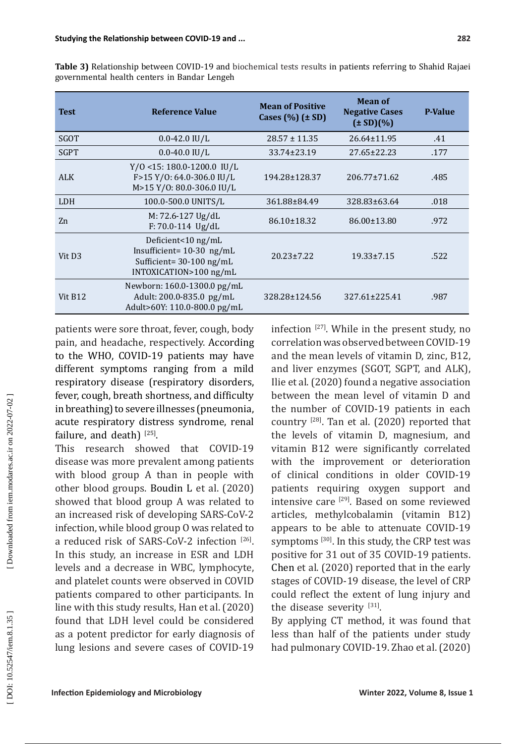**Table 3)** Relationship between COVID-19 and biochemical tests results in patients referring to Shahid Rajaei governmental health centers in Bandar Lengeh

| Test | Reference Value | Mean of Positive Cases (%) (± SD) | Mean of Negative Cases (± SD)(%) | P-Value |
|---|---|---|---|---|
| SGOT | 0.0-42.0 IU/L | 28.57 ± 11.35 | 26.64±11.95 | .41 |
| SGPT | 0.0-40.0 IU/L | 33.74±23.19 | 27.65±22.23 | .177 |
| ALK | Y/O <15: 180.0-1200.0 IU/L<br>F>15 Y/O: 64.0-306.0 IU/L<br>M>15 Y/O: 80.0-306.0 IU/L | 194.28±128.37 | 206.77±71.62 | .485 |
| LDH | 100.0-500.0 UNITS/L | 361.88±84.49 | 328.83±63.64 | .018 |
| Zn | M: 72.6-127 Ug/dL<br>F: 70.0-114 Ug/dL | 86.10±18.32 | 86.00±13.80 | .972 |
| Vit D3 | Deficient<10 ng/mL<br>Insufficient= 10-30 ng/mL<br>Sufficient= 30-100 ng/mL<br>INTOXICATION>100 ng/mL | 20.23±7.22 | 19.33±7.15 | .522 |
| Vit B12 | Newborn: 160.0-1300.0 pg/mL<br>Adult: 200.0-835.0 pg/mL<br>Adult>60Y: 110.0-800.0 pg/mL | 328.28±124.56 | 327.61±225.41 | .987 |

patients were sore throat, fever, cough, body pain, and headache, respectively. According to the WHO, COVID-19 patients may have different symptoms ranging from a mild respiratory disease (respiratory disorders, fever, cough, breath shortness, and difficulty in breathing) to severe illnesses (pneumonia, acute respiratory distress syndrome, renal failure, and death) [25].

This research showed that COVID-19 disease was more prevalent among patients with blood group A than in people with other blood groups. Boudin L et al. (2020) showed that blood group A was related to an increased risk of developing SARS-CoV-2 infection, while blood group O was related to a reduced risk of SARS-CoV-2 infection [26]. In this study, an increase in ESR and LDH levels and a decrease in WBC, lymphocyte, and platelet counts were observed in COVID patients compared to other participants. In line with this study results, Han et al. (2020) found that LDH level could be considered as a potent predictor for early diagnosis of lung lesions and severe cases of COVID-19 infection [27]. While in the present study, no correlation was observed between COVID-19 and the mean levels of vitamin D, zinc, B12, and liver enzymes (SGOT, SGPT, and ALK), Ilie et al. (2020) found a negative association between the mean level of vitamin D and the number of COVID-19 patients in each country [28]. Tan et al. (2020) reported that the levels of vitamin D, magnesium, and vitamin B12 were significantly correlated with the improvement or deterioration of clinical conditions in older COVID-19 patients requiring oxygen support and intensive care [29]. Based on some reviewed articles, methylcobalamin (vitamin B12) appears to be able to attenuate COVID-19 symptoms [30]. In this study, the CRP test was positive for 31 out of 35 COVID-19 patients. Chen et al. (2020) reported that in the early stages of COVID-19 disease, the level of CRP could reflect the extent of lung injury and the disease severity [31].

By applying CT method, it was found that less than half of the patients under study had pulmonary COVID-19. Zhao et al. (2020)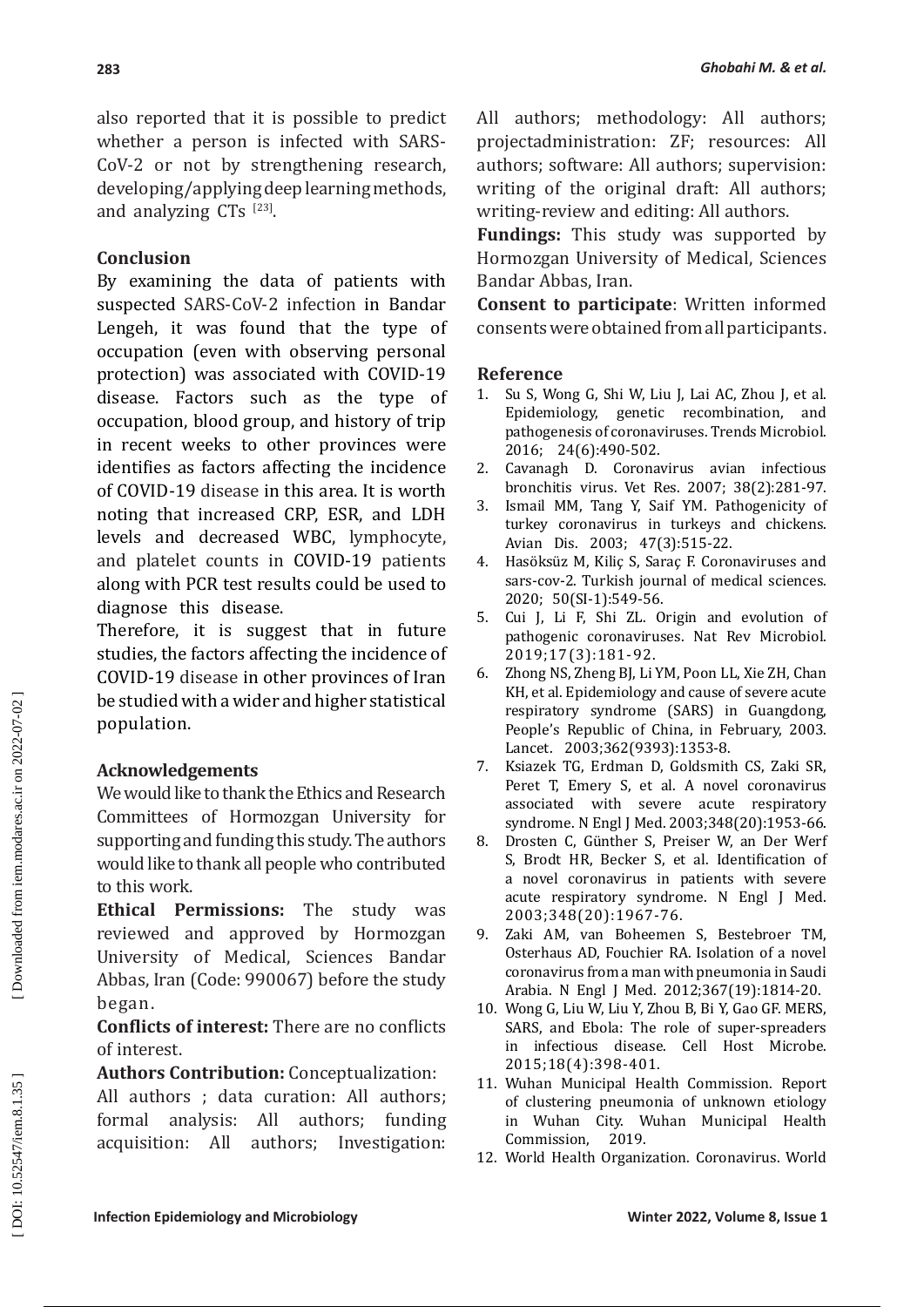also reported that it is possible to predict whether a person is infected with SARS-CoV-2 or not by strengthening research, developing/applying deep learning methods, and analyzing CTs [23].

## Conclusion

By examining the data of patients with suspected SARS-CoV-2 infection in Bandar Lengeh, it was found that the type of occupation (even with observing personal protection) was associated with COVID-19 disease. Factors such as the type of occupation, blood group, and history of trip in recent weeks to other provinces were identifies as factors affecting the incidence of COVID-19 disease in this area. It is worth noting that increased CRP, ESR, and LDH levels and decreased WBC, lymphocyte, and platelet counts in COVID-19 patients along with PCR test results could be used to diagnose this disease.

Therefore, it is suggest that in future studies, the factors affecting the incidence of COVID-19 disease in other provinces of Iran be studied with a wider and higher statistical population.

## Acknowledgements

We would like to thank the Ethics and Research Committees of Hormozgan University for supporting and funding this study. The authors would like to thank all people who contributed to this work.

**Ethical Permissions:** The study was reviewed and approved by Hormozgan University of Medical, Sciences Bandar Abbas, Iran (Code: 990067) before the study began.

**Conflicts of interest:** There are no conflicts of interest.

**Authors Contribution:** Conceptualization: All authors ; data curation: All authors; formal analysis: All authors; funding acquisition: All authors; Investigation: All authors; methodology: All authors; projectadministration: ZF; resources: All authors; software: All authors; supervision: writing of the original draft: All authors; writing-review and editing: All authors.

**Fundings:** This study was supported by Hormozgan University of Medical, Sciences Bandar Abbas, Iran.

**Consent to participate**: Written informed consents were obtained from all participants.

## Reference

1. Su S, Wong G, Shi W, Liu J, Lai AC, Zhou J, et al. Epidemiology, genetic recombination, and pathogenesis of coronaviruses. Trends Microbiol. 2016; 24(6):490-502.
2. Cavanagh D. Coronavirus avian infectious bronchitis virus. Vet Res. 2007; 38(2):281-97.
3. Ismail MM, Tang Y, Saif YM. Pathogenicity of turkey coronavirus in turkeys and chickens. Avian Dis. 2003; 47(3):515-22.
4. Hasöksüz M, Kiliç S, Saraç F. Coronaviruses and sars-cov-2. Turkish journal of medical sciences. 2020; 50(SI-1):549-56.
5. Cui J, Li F, Shi ZL. Origin and evolution of pathogenic coronaviruses. Nat Rev Microbiol. 2019;17(3):181-92.
6. Zhong NS, Zheng BJ, Li YM, Poon LL, Xie ZH, Chan KH, et al. Epidemiology and cause of severe acute respiratory syndrome (SARS) in Guangdong, People's Republic of China, in February, 2003. Lancet. 2003;362(9393):1353-8.
7. Ksiazek TG, Erdman D, Goldsmith CS, Zaki SR, Peret T, Emery S, et al. A novel coronavirus associated with severe acute respiratory syndrome. N Engl J Med. 2003;348(20):1953-66.
8. Drosten C, Günther S, Preiser W, an Der Werf S, Brodt HR, Becker S, et al. Identification of a novel coronavirus in patients with severe acute respiratory syndrome. N Engl J Med. 2003;348(20):1967-76.
9. Zaki AM, van Boheemen S, Bestebroer TM, Osterhaus AD, Fouchier RA. Isolation of a novel coronavirus from a man with pneumonia in Saudi Arabia. N Engl J Med. 2012;367(19):1814-20.
10. Wong G, Liu W, Liu Y, Zhou B, Bi Y, Gao GF. MERS, SARS, and Ebola: The role of super-spreaders in infectious disease. Cell Host Microbe. 2015;18(4):398-401.
11. Wuhan Municipal Health Commission. Report of clustering pneumonia of unknown etiology in Wuhan City. Wuhan Municipal Health Commission, 2019.
12. World Health Organization. Coronavirus. World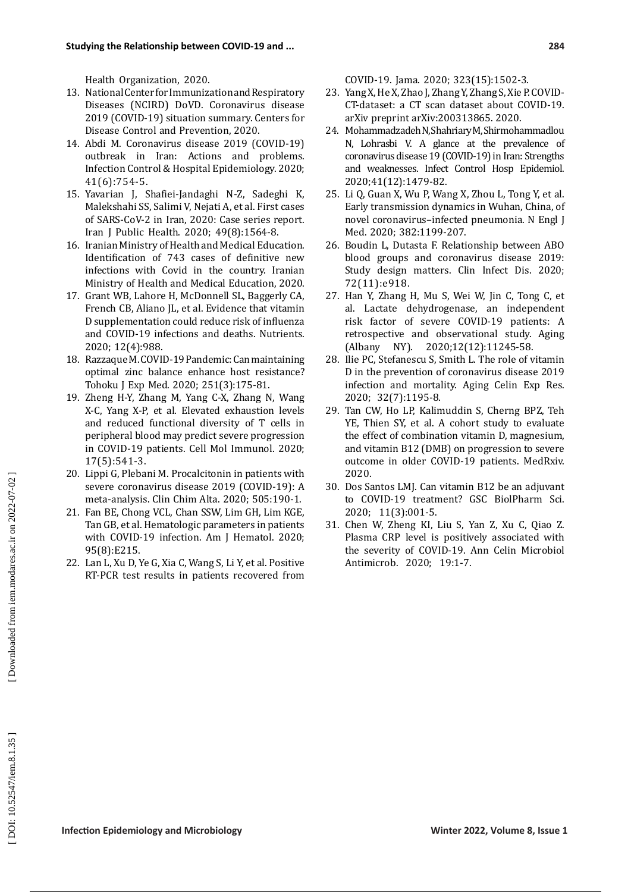Health Organization, 2020.

13. National Center for Immunization and Respiratory Diseases (NCIRD) DoVD. Coronavirus disease 2019 (COVID-19) situation summary. Centers for Disease Control and Prevention, 2020.
14. Abdi M. Coronavirus disease 2019 (COVID-19) outbreak in Iran: Actions and problems. Infection Control & Hospital Epidemiology. 2020; 41(6):754-5.
15. Yavarian J, Shafiei-Jandaghi N-Z, Sadeghi K, Malekshahi SS, Salimi V, Nejati A, et al. First cases of SARS-CoV-2 in Iran, 2020: Case series report. Iran J Public Health. 2020; 49(8):1564-8.
16. Iranian Ministry of Health and Medical Education. Identification of 743 cases of definitive new infections with Covid in the country. Iranian Ministry of Health and Medical Education, 2020.
17. Grant WB, Lahore H, McDonnell SL, Baggerly CA, French CB, Aliano JL, et al. Evidence that vitamin D supplementation could reduce risk of influenza and COVID-19 infections and deaths. Nutrients. 2020; 12(4):988.
18. Razzaque M. COVID-19 Pandemic: Can maintaining optimal zinc balance enhance host resistance? Tohoku J Exp Med. 2020; 251(3):175-81.
19. Zheng H-Y, Zhang M, Yang C-X, Zhang N, Wang X-C, Yang X-P, et al. Elevated exhaustion levels and reduced functional diversity of T cells in peripheral blood may predict severe progression in COVID-19 patients. Cell Mol Immunol. 2020; 17(5):541-3.
20. Lippi G, Plebani M. Procalcitonin in patients with severe coronavirus disease 2019 (COVID-19): A meta-analysis. Clin Chim Alta. 2020; 505:190-1.
21. Fan BE, Chong VCL, Chan SSW, Lim GH, Lim KGE, Tan GB, et al. Hematologic parameters in patients with COVID-19 infection. Am J Hematol. 2020; 95(8):E215.
22. Lan L, Xu D, Ye G, Xia C, Wang S, Li Y, et al. Positive RT-PCR test results in patients recovered from COVID-19. Jama. 2020; 323(15):1502-3.
23. Yang X, He X, Zhao J, Zhang Y, Zhang S, Xie P. COVID-CT-dataset: a CT scan dataset about COVID-19. arXiv preprint arXiv:200313865. 2020.
24. Mohammadzadeh N, Shahriary M, Shirmohammadlou N, Lohrasbi V. A glance at the prevalence of coronavirus disease 19 (COVID-19) in Iran: Strengths and weaknesses. Infect Control Hosp Epidemiol. 2020;41(12):1479-82.
25. Li Q, Guan X, Wu P, Wang X, Zhou L, Tong Y, et al. Early transmission dynamics in Wuhan, China, of novel coronavirus–infected pneumonia. N Engl J Med. 2020; 382:1199-207.
26. Boudin L, Dutasta F. Relationship between ABO blood groups and coronavirus disease 2019: Study design matters. Clin Infect Dis. 2020; 72(11):e918.
27. Han Y, Zhang H, Mu S, Wei W, Jin C, Tong C, et al. Lactate dehydrogenase, an independent risk factor of severe COVID-19 patients: A retrospective and observational study. Aging (Albany NY). 2020;12(12):11245-58.
28. Ilie PC, Stefanescu S, Smith L. The role of vitamin D in the prevention of coronavirus disease 2019 infection and mortality. Aging Celin Exp Res. 2020; 32(7):1195-8.
29. Tan CW, Ho LP, Kalimuddin S, Cherng BPZ, Teh YE, Thien SY, et al. A cohort study to evaluate the effect of combination vitamin D, magnesium, and vitamin B12 (DMB) on progression to severe outcome in older COVID-19 patients. MedRxiv. 2020.
30. Dos Santos LMJ. Can vitamin B12 be an adjuvant to COVID-19 treatment? GSC BiolPharm Sci. 2020; 11(3):001-5.
31. Chen W, Zheng KI, Liu S, Yan Z, Xu C, Qiao Z. Plasma CRP level is positively associated with the severity of COVID-19. Ann Celin Microbiol Antimicrob. 2020; 19:1-7.